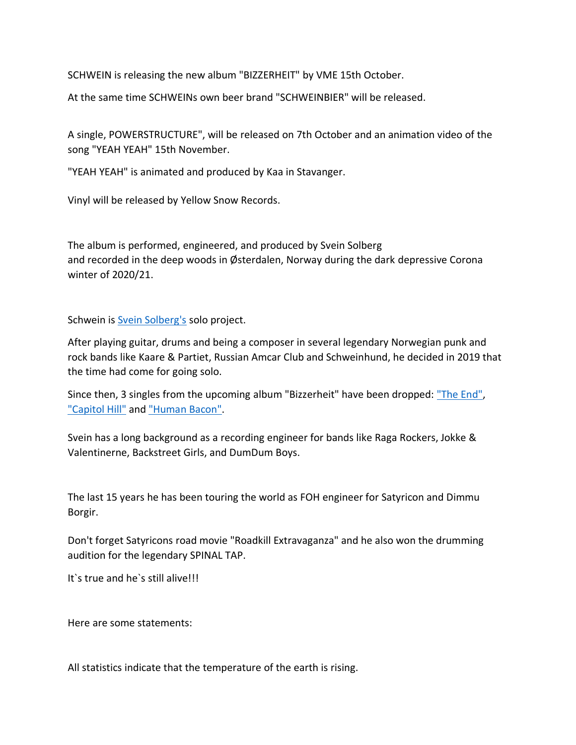SCHWEIN is releasing the new album "BIZZERHEIT" by VME 15th October.

At the same time SCHWEINs own beer brand "SCHWEINBIER" will be released.

A single, POWERSTRUCTURE", will be released on 7th October and an animation video of the song "YEAH YEAH" 15th November.

"YEAH YEAH" is animated and produced by Kaa in Stavanger.

Vinyl will be released by Yellow Snow Records.

The album is performed, engineered, and produced by Svein Solberg
and recorded in the deep woods in Østerdalen, Norway during the dark depressive Corona winter of 2020/21.

Schwein is Svein Solberg's solo project.

After playing guitar, drums and being a composer in several legendary Norwegian punk and rock bands like Kaare & Partiet, Russian Amcar Club and Schweinhund, he decided in 2019 that the time had come for going solo.

Since then, 3 singles from the upcoming album "Bizzerheit" have been dropped: "The End", "Capitol Hill" and "Human Bacon".

Svein has a long background as a recording engineer for bands like Raga Rockers, Jokke & Valentinerne, Backstreet Girls, and DumDum Boys.

The last 15 years he has been touring the world as FOH engineer for Satyricon and Dimmu Borgir.

Don't forget Satyricons road movie "Roadkill Extravaganza" and he also won the drumming audition for the legendary SPINAL TAP.

It`s true and he`s still alive!!!

Here are some statements:

All statistics indicate that the temperature of the earth is rising.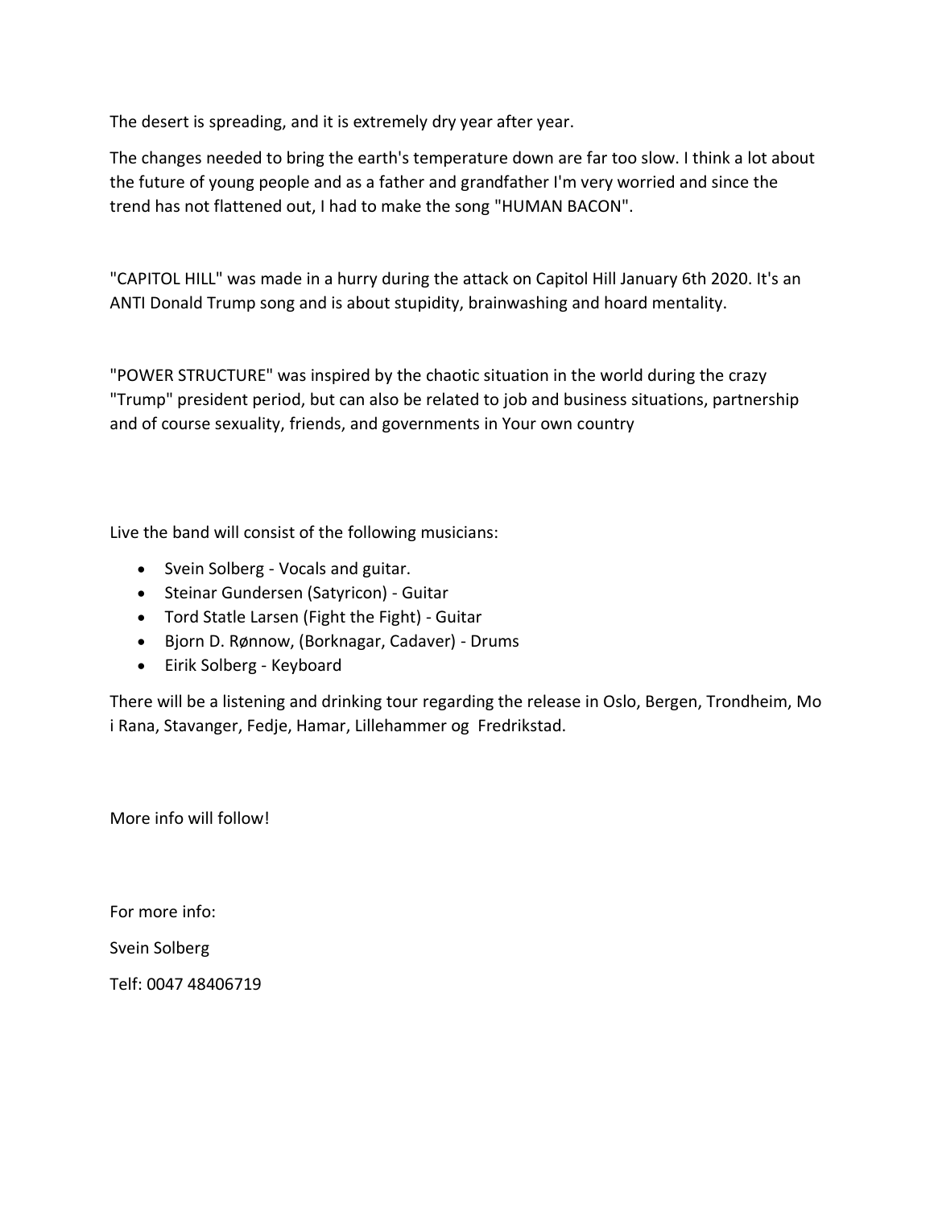The desert is spreading, and it is extremely dry year after year.

The changes needed to bring the earth's temperature down are far too slow. I think a lot about the future of young people and as a father and grandfather I'm very worried and since the trend has not flattened out, I had to make the song "HUMAN BACON".

"CAPITOL HILL" was made in a hurry during the attack on Capitol Hill January 6th 2020. It's an ANTI Donald Trump song and is about stupidity, brainwashing and hoard mentality.

"POWER STRUCTURE" was inspired by the chaotic situation in the world during the crazy "Trump" president period, but can also be related to job and business situations, partnership and of course sexuality, friends, and governments in Your own country

Live the band will consist of the following musicians:

- Svein Solberg - Vocals and guitar.
- Steinar Gundersen (Satyricon) - Guitar
- Tord Statle Larsen (Fight the Fight) - Guitar
- Bjorn D. Rønnow, (Borknagar, Cadaver) - Drums
- Eirik Solberg - Keyboard

There will be a listening and drinking tour regarding the release in Oslo, Bergen, Trondheim, Mo i Rana, Stavanger, Fedje, Hamar, Lillehammer og Fredrikstad.

More info will follow!

For more info:

Svein Solberg

Telf: 0047 48406719